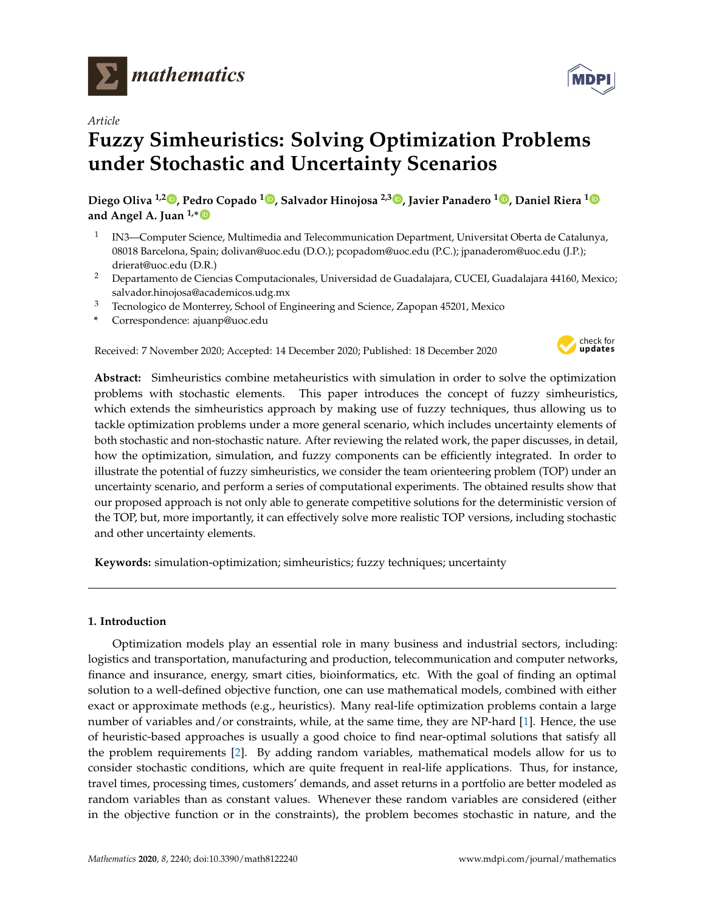*Article*

# Fuzzy Simheuristics: Solving Optimization Problems under Stochastic and Uncertainty Scenarios

**Diego Oliva [1,2], Pedro Copado [1], Salvador Hinojosa [2,3], Javier Panadero [1], Daniel Riera [1] and Angel A. Juan [1,*]**

[1] IN3—Computer Science, Multimedia and Telecommunication Department, Universitat Oberta de Catalunya, 08018 Barcelona, Spain; dolivan@uoc.edu (D.O.); pcopadom@uoc.edu (P.C.); jpanaderom@uoc.edu (J.P.); drierat@uoc.edu (D.R.)

[2] Departamento de Ciencias Computacionales, Universidad de Guadalajara, CUCEI, Guadalajara 44160, Mexico; salvador.hinojosa@academicos.udg.mx

[3] Tecnologico de Monterrey, School of Engineering and Science, Zapopan 45201, Mexico

[*] Correspondence: ajuanp@uoc.edu

Received: 7 November 2020; Accepted: 14 December 2020; Published: 18 December 2020

**Abstract:** Simheuristics combine metaheuristics with simulation in order to solve the optimization problems with stochastic elements. This paper introduces the concept of fuzzy simheuristics, which extends the simheuristics approach by making use of fuzzy techniques, thus allowing us to tackle optimization problems under a more general scenario, which includes uncertainty elements of both stochastic and non-stochastic nature. After reviewing the related work, the paper discusses, in detail, how the optimization, simulation, and fuzzy components can be efficiently integrated. In order to illustrate the potential of fuzzy simheuristics, we consider the team orienteering problem (TOP) under an uncertainty scenario, and perform a series of computational experiments. The obtained results show that our proposed approach is not only able to generate competitive solutions for the deterministic version of the TOP, but, more importantly, it can effectively solve more realistic TOP versions, including stochastic and other uncertainty elements.

**Keywords:** simulation-optimization; simheuristics; fuzzy techniques; uncertainty

## 1. Introduction

Optimization models play an essential role in many business and industrial sectors, including: logistics and transportation, manufacturing and production, telecommunication and computer networks, finance and insurance, energy, smart cities, bioinformatics, etc. With the goal of finding an optimal solution to a well-defined objective function, one can use mathematical models, combined with either exact or approximate methods (e.g., heuristics). Many real-life optimization problems contain a large number of variables and/or constraints, while, at the same time, they are NP-hard [1]. Hence, the use of heuristic-based approaches is usually a good choice to find near-optimal solutions that satisfy all the problem requirements [2]. By adding random variables, mathematical models allow for us to consider stochastic conditions, which are quite frequent in real-life applications. Thus, for instance, travel times, processing times, customers' demands, and asset returns in a portfolio are better modeled as random variables than as constant values. Whenever these random variables are considered (either in the objective function or in the constraints), the problem becomes stochastic in nature, and the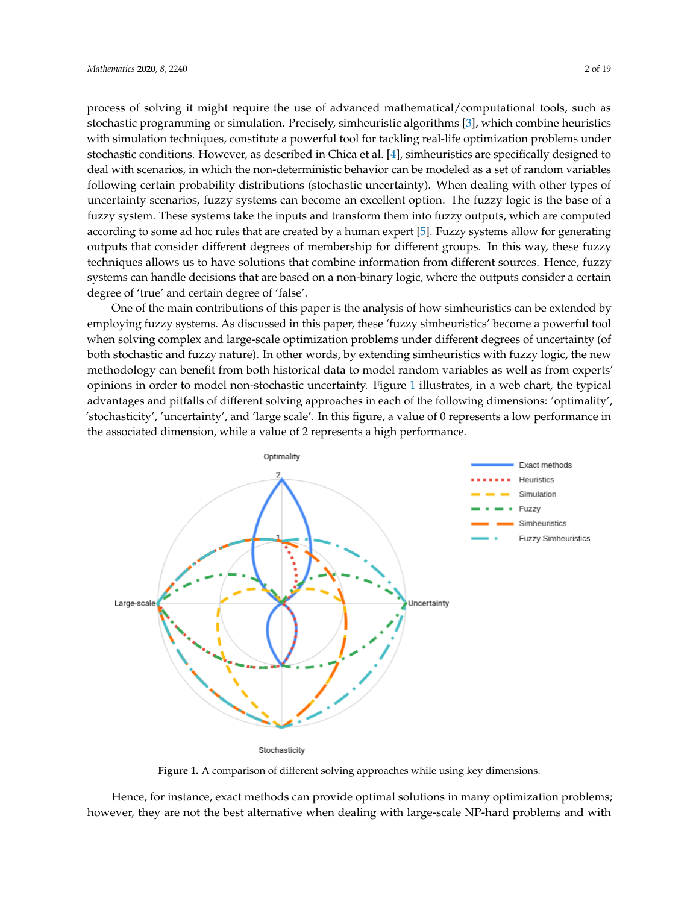process of solving it might require the use of advanced mathematical/computational tools, such as stochastic programming or simulation. Precisely, simheuristic algorithms [3], which combine heuristics with simulation techniques, constitute a powerful tool for tackling real-life optimization problems under stochastic conditions. However, as described in Chica et al. [4], simheuristics are specifically designed to deal with scenarios, in which the non-deterministic behavior can be modeled as a set of random variables following certain probability distributions (stochastic uncertainty). When dealing with other types of uncertainty scenarios, fuzzy systems can become an excellent option. The fuzzy logic is the base of a fuzzy system. These systems take the inputs and transform them into fuzzy outputs, which are computed according to some ad hoc rules that are created by a human expert [5]. Fuzzy systems allow for generating outputs that consider different degrees of membership for different groups. In this way, these fuzzy techniques allows us to have solutions that combine information from different sources. Hence, fuzzy systems can handle decisions that are based on a non-binary logic, where the outputs consider a certain degree of 'true' and certain degree of 'false'.

One of the main contributions of this paper is the analysis of how simheuristics can be extended by employing fuzzy systems. As discussed in this paper, these 'fuzzy simheuristics' become a powerful tool when solving complex and large-scale optimization problems under different degrees of uncertainty (of both stochastic and fuzzy nature). In other words, by extending simheuristics with fuzzy logic, the new methodology can benefit from both historical data to model random variables as well as from experts' opinions in order to model non-stochastic uncertainty. Figure 1 illustrates, in a web chart, the typical advantages and pitfalls of different solving approaches in each of the following dimensions: 'optimality', 'stochasticity', 'uncertainty', and 'large scale'. In this figure, a value of 0 represents a low performance in the associated dimension, while a value of 2 represents a high performance.

Optimality
2
1
Large-scale
Uncertainty
Stochasticity

Exact methods
Heuristics
Simulation
Fuzzy
Simheuristics
Fuzzy Simheuristics

**Figure 1.** A comparison of different solving approaches while using key dimensions.

Hence, for instance, exact methods can provide optimal solutions in many optimization problems; however, they are not the best alternative when dealing with large-scale NP-hard problems and with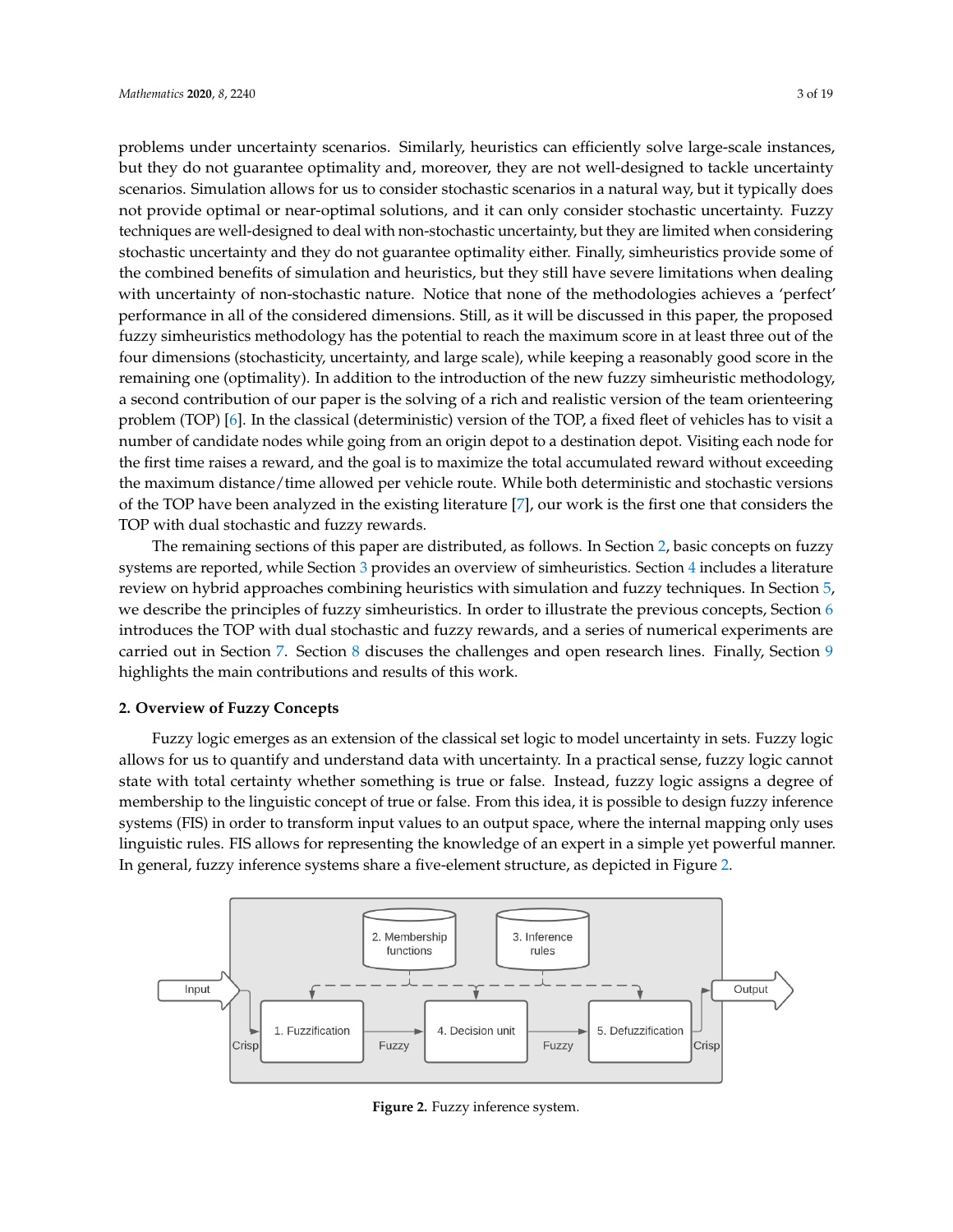problems under uncertainty scenarios. Similarly, heuristics can efficiently solve large-scale instances, but they do not guarantee optimality and, moreover, they are not well-designed to tackle uncertainty scenarios. Simulation allows for us to consider stochastic scenarios in a natural way, but it typically does not provide optimal or near-optimal solutions, and it can only consider stochastic uncertainty. Fuzzy techniques are well-designed to deal with non-stochastic uncertainty, but they are limited when considering stochastic uncertainty and they do not guarantee optimality either. Finally, simheuristics provide some of the combined benefits of simulation and heuristics, but they still have severe limitations when dealing with uncertainty of non-stochastic nature. Notice that none of the methodologies achieves a 'perfect' performance in all of the considered dimensions. Still, as it will be discussed in this paper, the proposed fuzzy simheuristics methodology has the potential to reach the maximum score in at least three out of the four dimensions (stochasticity, uncertainty, and large scale), while keeping a reasonably good score in the remaining one (optimality). In addition to the introduction of the new fuzzy simheuristic methodology, a second contribution of our paper is the solving of a rich and realistic version of the team orienteering problem (TOP) [6]. In the classical (deterministic) version of the TOP, a fixed fleet of vehicles has to visit a number of candidate nodes while going from an origin depot to a destination depot. Visiting each node for the first time raises a reward, and the goal is to maximize the total accumulated reward without exceeding the maximum distance/time allowed per vehicle route. While both deterministic and stochastic versions of the TOP have been analyzed in the existing literature [7], our work is the first one that considers the TOP with dual stochastic and fuzzy rewards.

The remaining sections of this paper are distributed, as follows. In Section 2, basic concepts on fuzzy systems are reported, while Section 3 provides an overview of simheuristics. Section 4 includes a literature review on hybrid approaches combining heuristics with simulation and fuzzy techniques. In Section 5, we describe the principles of fuzzy simheuristics. In order to illustrate the previous concepts, Section 6 introduces the TOP with dual stochastic and fuzzy rewards, and a series of numerical experiments are carried out in Section 7. Section 8 discuses the challenges and open research lines. Finally, Section 9 highlights the main contributions and results of this work.

## 2. Overview of Fuzzy Concepts

Fuzzy logic emerges as an extension of the classical set logic to model uncertainty in sets. Fuzzy logic allows for us to quantify and understand data with uncertainty. In a practical sense, fuzzy logic cannot state with total certainty whether something is true or false. Instead, fuzzy logic assigns a degree of membership to the linguistic concept of true or false. From this idea, it is possible to design fuzzy inference systems (FIS) in order to transform input values to an output space, where the internal mapping only uses linguistic rules. FIS allows for representing the knowledge of an expert in a simple yet powerful manner. In general, fuzzy inference systems share a five-element structure, as depicted in Figure 2.

Input
Crisp
1. Fuzzification
Fuzzy
2. Membership functions
3. Inference rules
4. Decision unit
Fuzzy
5. Defuzzification
Crisp
Output

**Figure 2.** Fuzzy inference system.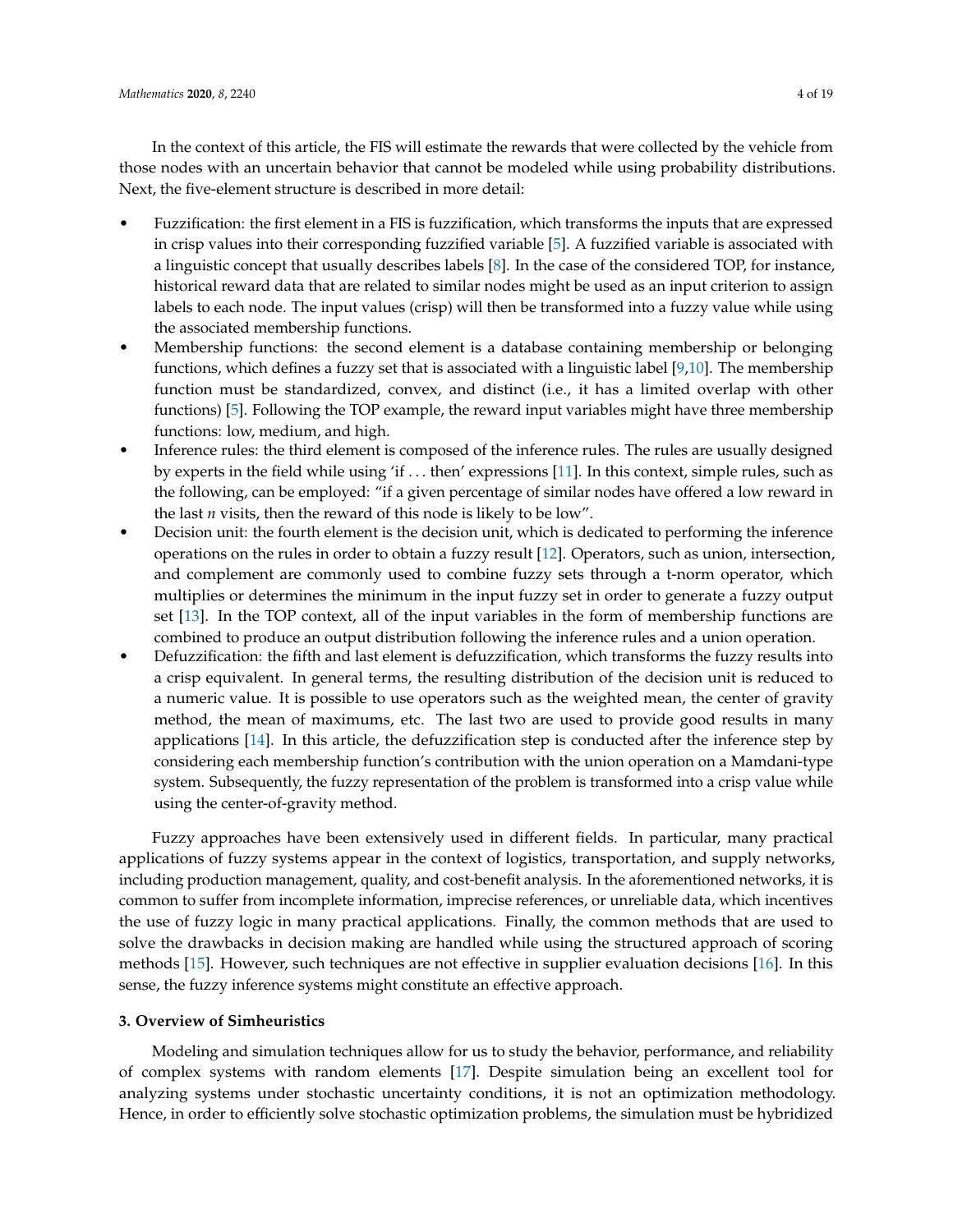In the context of this article, the FIS will estimate the rewards that were collected by the vehicle from those nodes with an uncertain behavior that cannot be modeled while using probability distributions. Next, the five-element structure is described in more detail:

- Fuzzification: the first element in a FIS is fuzzification, which transforms the inputs that are expressed in crisp values into their corresponding fuzzified variable [5]. A fuzzified variable is associated with a linguistic concept that usually describes labels [8]. In the case of the considered TOP, for instance, historical reward data that are related to similar nodes might be used as an input criterion to assign labels to each node. The input values (crisp) will then be transformed into a fuzzy value while using the associated membership functions.
- Membership functions: the second element is a database containing membership or belonging functions, which defines a fuzzy set that is associated with a linguistic label [9,10]. The membership function must be standardized, convex, and distinct (i.e., it has a limited overlap with other functions) [5]. Following the TOP example, the reward input variables might have three membership functions: low, medium, and high.
- Inference rules: the third element is composed of the inference rules. The rules are usually designed by experts in the field while using 'if ... then' expressions [11]. In this context, simple rules, such as the following, can be employed: "if a given percentage of similar nodes have offered a low reward in the last *n* visits, then the reward of this node is likely to be low".
- Decision unit: the fourth element is the decision unit, which is dedicated to performing the inference operations on the rules in order to obtain a fuzzy result [12]. Operators, such as union, intersection, and complement are commonly used to combine fuzzy sets through a t-norm operator, which multiplies or determines the minimum in the input fuzzy set in order to generate a fuzzy output set [13]. In the TOP context, all of the input variables in the form of membership functions are combined to produce an output distribution following the inference rules and a union operation.
- Defuzzification: the fifth and last element is defuzzification, which transforms the fuzzy results into a crisp equivalent. In general terms, the resulting distribution of the decision unit is reduced to a numeric value. It is possible to use operators such as the weighted mean, the center of gravity method, the mean of maximums, etc. The last two are used to provide good results in many applications [14]. In this article, the defuzzification step is conducted after the inference step by considering each membership function's contribution with the union operation on a Mamdani-type system. Subsequently, the fuzzy representation of the problem is transformed into a crisp value while using the center-of-gravity method.

Fuzzy approaches have been extensively used in different fields. In particular, many practical applications of fuzzy systems appear in the context of logistics, transportation, and supply networks, including production management, quality, and cost-benefit analysis. In the aforementioned networks, it is common to suffer from incomplete information, imprecise references, or unreliable data, which incentives the use of fuzzy logic in many practical applications. Finally, the common methods that are used to solve the drawbacks in decision making are handled while using the structured approach of scoring methods [15]. However, such techniques are not effective in supplier evaluation decisions [16]. In this sense, the fuzzy inference systems might constitute an effective approach.

## 3. Overview of Simheuristics

Modeling and simulation techniques allow for us to study the behavior, performance, and reliability of complex systems with random elements [17]. Despite simulation being an excellent tool for analyzing systems under stochastic uncertainty conditions, it is not an optimization methodology. Hence, in order to efficiently solve stochastic optimization problems, the simulation must be hybridized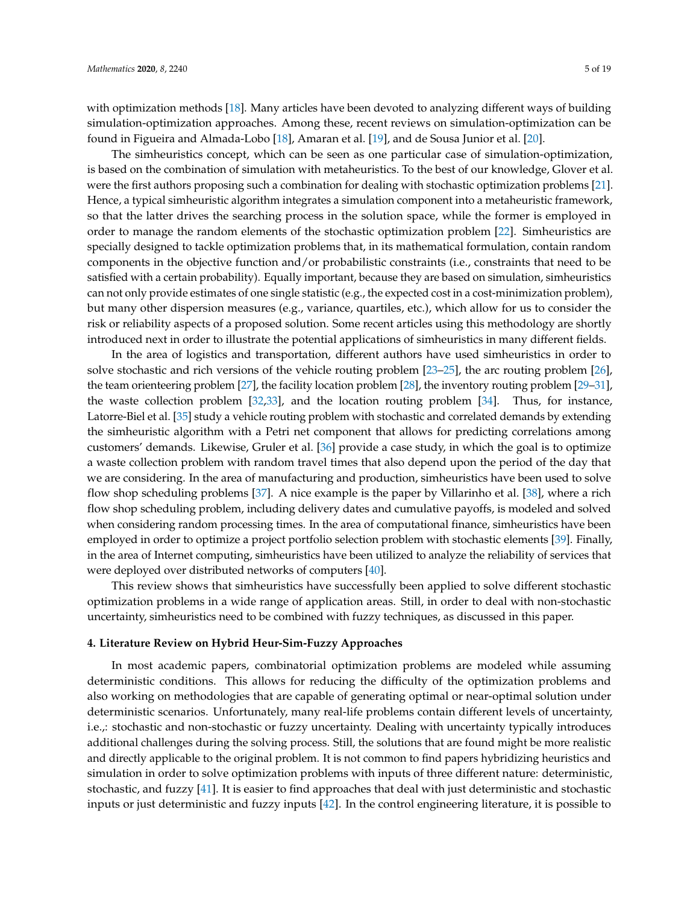with optimization methods [18]. Many articles have been devoted to analyzing different ways of building simulation-optimization approaches. Among these, recent reviews on simulation-optimization can be found in Figueira and Almada-Lobo [18], Amaran et al. [19], and de Sousa Junior et al. [20].

The simheuristics concept, which can be seen as one particular case of simulation-optimization, is based on the combination of simulation with metaheuristics. To the best of our knowledge, Glover et al. were the first authors proposing such a combination for dealing with stochastic optimization problems [21]. Hence, a typical simheuristic algorithm integrates a simulation component into a metaheuristic framework, so that the latter drives the searching process in the solution space, while the former is employed in order to manage the random elements of the stochastic optimization problem [22]. Simheuristics are specially designed to tackle optimization problems that, in its mathematical formulation, contain random components in the objective function and/or probabilistic constraints (i.e., constraints that need to be satisfied with a certain probability). Equally important, because they are based on simulation, simheuristics can not only provide estimates of one single statistic (e.g., the expected cost in a cost-minimization problem), but many other dispersion measures (e.g., variance, quartiles, etc.), which allow for us to consider the risk or reliability aspects of a proposed solution. Some recent articles using this methodology are shortly introduced next in order to illustrate the potential applications of simheuristics in many different fields.

In the area of logistics and transportation, different authors have used simheuristics in order to solve stochastic and rich versions of the vehicle routing problem [23–25], the arc routing problem [26], the team orienteering problem [27], the facility location problem [28], the inventory routing problem [29–31], the waste collection problem [32,33], and the location routing problem [34]. Thus, for instance, Latorre-Biel et al. [35] study a vehicle routing problem with stochastic and correlated demands by extending the simheuristic algorithm with a Petri net component that allows for predicting correlations among customers' demands. Likewise, Gruler et al. [36] provide a case study, in which the goal is to optimize a waste collection problem with random travel times that also depend upon the period of the day that we are considering. In the area of manufacturing and production, simheuristics have been used to solve flow shop scheduling problems [37]. A nice example is the paper by Villarinho et al. [38], where a rich flow shop scheduling problem, including delivery dates and cumulative payoffs, is modeled and solved when considering random processing times. In the area of computational finance, simheuristics have been employed in order to optimize a project portfolio selection problem with stochastic elements [39]. Finally, in the area of Internet computing, simheuristics have been utilized to analyze the reliability of services that were deployed over distributed networks of computers [40].

This review shows that simheuristics have successfully been applied to solve different stochastic optimization problems in a wide range of application areas. Still, in order to deal with non-stochastic uncertainty, simheuristics need to be combined with fuzzy techniques, as discussed in this paper.

## 4. Literature Review on Hybrid Heur-Sim-Fuzzy Approaches

In most academic papers, combinatorial optimization problems are modeled while assuming deterministic conditions. This allows for reducing the difficulty of the optimization problems and also working on methodologies that are capable of generating optimal or near-optimal solution under deterministic scenarios. Unfortunately, many real-life problems contain different levels of uncertainty, i.e.,: stochastic and non-stochastic or fuzzy uncertainty. Dealing with uncertainty typically introduces additional challenges during the solving process. Still, the solutions that are found might be more realistic and directly applicable to the original problem. It is not common to find papers hybridizing heuristics and simulation in order to solve optimization problems with inputs of three different nature: deterministic, stochastic, and fuzzy [41]. It is easier to find approaches that deal with just deterministic and stochastic inputs or just deterministic and fuzzy inputs [42]. In the control engineering literature, it is possible to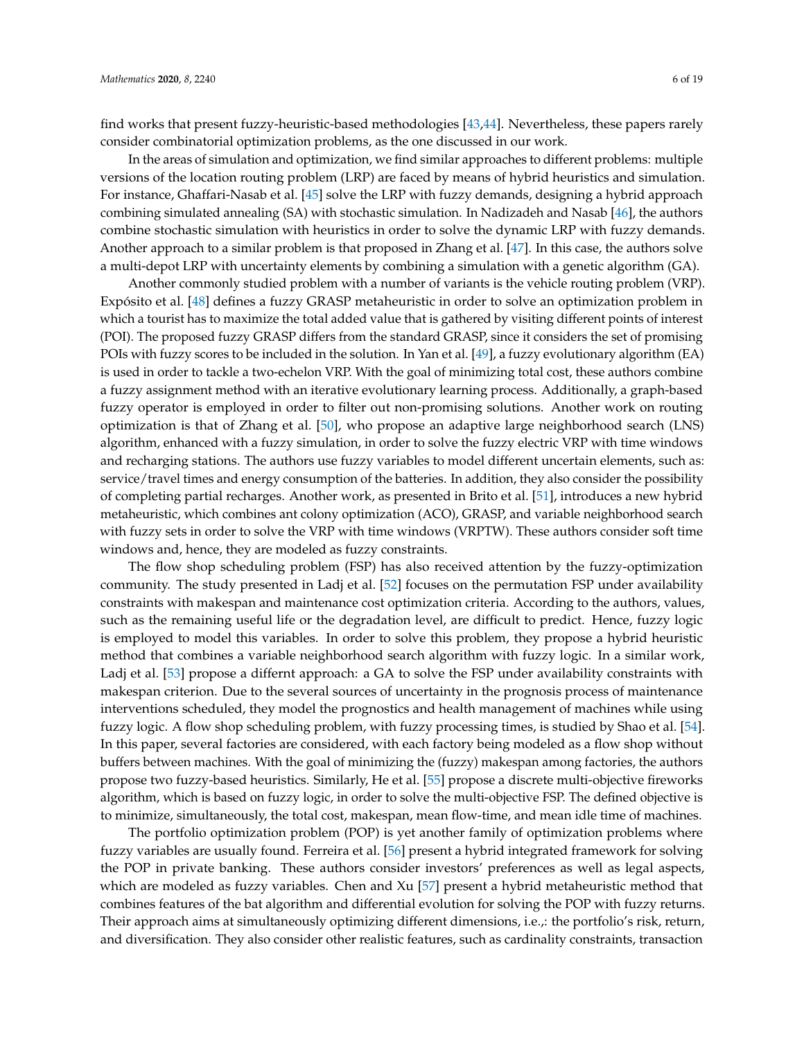find works that present fuzzy-heuristic-based methodologies [43,44]. Nevertheless, these papers rarely consider combinatorial optimization problems, as the one discussed in our work.

In the areas of simulation and optimization, we find similar approaches to different problems: multiple versions of the location routing problem (LRP) are faced by means of hybrid heuristics and simulation. For instance, Ghaffari-Nasab et al. [45] solve the LRP with fuzzy demands, designing a hybrid approach combining simulated annealing (SA) with stochastic simulation. In Nadizadeh and Nasab [46], the authors combine stochastic simulation with heuristics in order to solve the dynamic LRP with fuzzy demands. Another approach to a similar problem is that proposed in Zhang et al. [47]. In this case, the authors solve a multi-depot LRP with uncertainty elements by combining a simulation with a genetic algorithm (GA).

Another commonly studied problem with a number of variants is the vehicle routing problem (VRP). Expósito et al. [48] defines a fuzzy GRASP metaheuristic in order to solve an optimization problem in which a tourist has to maximize the total added value that is gathered by visiting different points of interest (POI). The proposed fuzzy GRASP differs from the standard GRASP, since it considers the set of promising POIs with fuzzy scores to be included in the solution. In Yan et al. [49], a fuzzy evolutionary algorithm (EA) is used in order to tackle a two-echelon VRP. With the goal of minimizing total cost, these authors combine a fuzzy assignment method with an iterative evolutionary learning process. Additionally, a graph-based fuzzy operator is employed in order to filter out non-promising solutions. Another work on routing optimization is that of Zhang et al. [50], who propose an adaptive large neighborhood search (LNS) algorithm, enhanced with a fuzzy simulation, in order to solve the fuzzy electric VRP with time windows and recharging stations. The authors use fuzzy variables to model different uncertain elements, such as: service/travel times and energy consumption of the batteries. In addition, they also consider the possibility of completing partial recharges. Another work, as presented in Brito et al. [51], introduces a new hybrid metaheuristic, which combines ant colony optimization (ACO), GRASP, and variable neighborhood search with fuzzy sets in order to solve the VRP with time windows (VRPTW). These authors consider soft time windows and, hence, they are modeled as fuzzy constraints.

The flow shop scheduling problem (FSP) has also received attention by the fuzzy-optimization community. The study presented in Ladj et al. [52] focuses on the permutation FSP under availability constraints with makespan and maintenance cost optimization criteria. According to the authors, values, such as the remaining useful life or the degradation level, are difficult to predict. Hence, fuzzy logic is employed to model this variables. In order to solve this problem, they propose a hybrid heuristic method that combines a variable neighborhood search algorithm with fuzzy logic. In a similar work, Ladj et al. [53] propose a differnt approach: a GA to solve the FSP under availability constraints with makespan criterion. Due to the several sources of uncertainty in the prognosis process of maintenance interventions scheduled, they model the prognostics and health management of machines while using fuzzy logic. A flow shop scheduling problem, with fuzzy processing times, is studied by Shao et al. [54]. In this paper, several factories are considered, with each factory being modeled as a flow shop without buffers between machines. With the goal of minimizing the (fuzzy) makespan among factories, the authors propose two fuzzy-based heuristics. Similarly, He et al. [55] propose a discrete multi-objective fireworks algorithm, which is based on fuzzy logic, in order to solve the multi-objective FSP. The defined objective is to minimize, simultaneously, the total cost, makespan, mean flow-time, and mean idle time of machines.

The portfolio optimization problem (POP) is yet another family of optimization problems where fuzzy variables are usually found. Ferreira et al. [56] present a hybrid integrated framework for solving the POP in private banking. These authors consider investors' preferences as well as legal aspects, which are modeled as fuzzy variables. Chen and Xu [57] present a hybrid metaheuristic method that combines features of the bat algorithm and differential evolution for solving the POP with fuzzy returns. Their approach aims at simultaneously optimizing different dimensions, i.e.,: the portfolio's risk, return, and diversification. They also consider other realistic features, such as cardinality constraints, transaction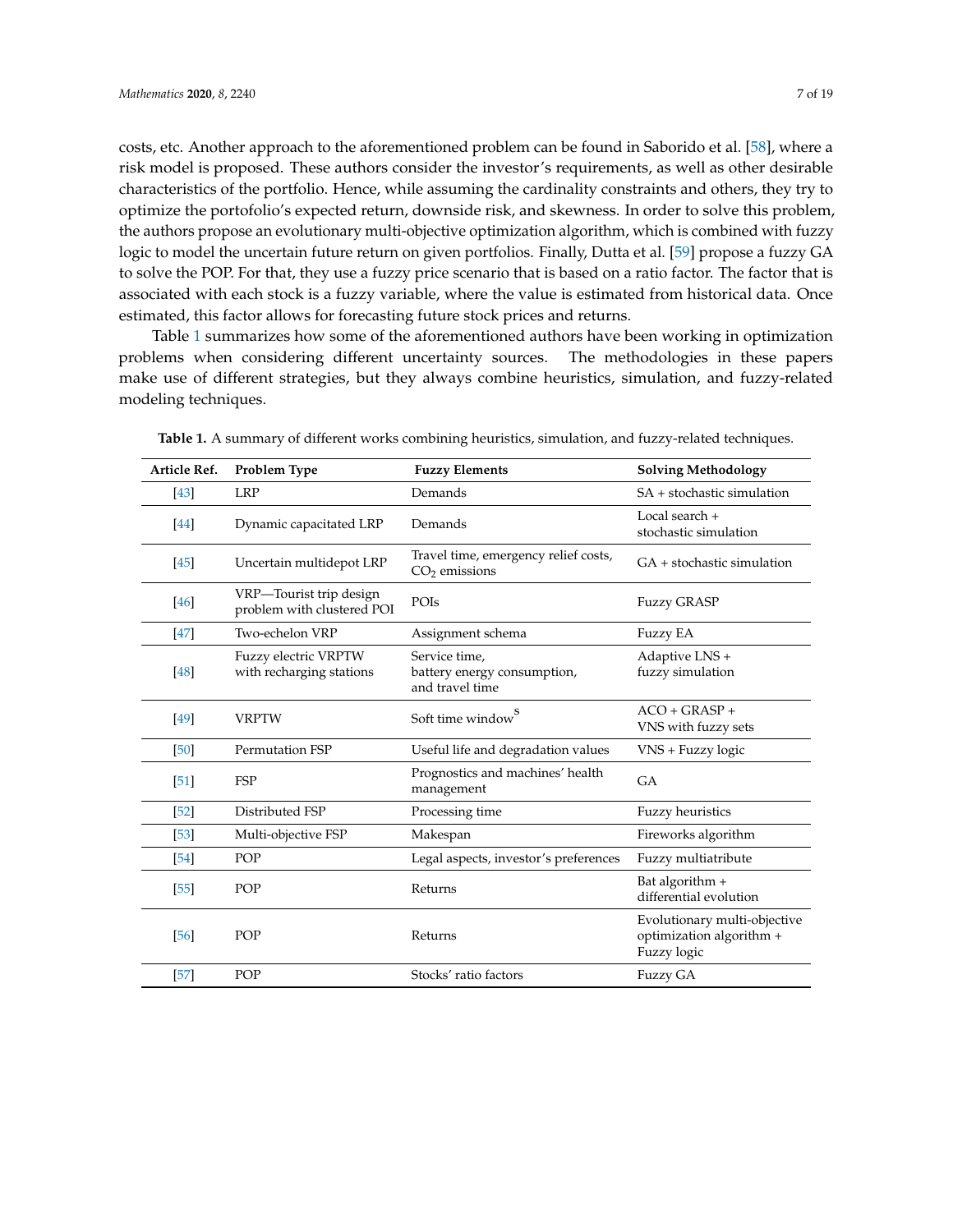costs, etc. Another approach to the aforementioned problem can be found in Saborido et al. [58], where a risk model is proposed. These authors consider the investor's requirements, as well as other desirable characteristics of the portfolio. Hence, while assuming the cardinality constraints and others, they try to optimize the portofolio's expected return, downside risk, and skewness. In order to solve this problem, the authors propose an evolutionary multi-objective optimization algorithm, which is combined with fuzzy logic to model the uncertain future return on given portfolios. Finally, Dutta et al. [59] propose a fuzzy GA to solve the POP. For that, they use a fuzzy price scenario that is based on a ratio factor. The factor that is associated with each stock is a fuzzy variable, where the value is estimated from historical data. Once estimated, this factor allows for forecasting future stock prices and returns.

Table 1 summarizes how some of the aforementioned authors have been working in optimization problems when considering different uncertainty sources. The methodologies in these papers make use of different strategies, but they always combine heuristics, simulation, and fuzzy-related modeling techniques.

**Table 1.** A summary of different works combining heuristics, simulation, and fuzzy-related techniques.

| Article Ref. | Problem Type | Fuzzy Elements | Solving Methodology |
|---|---|---|---|
| [43] | LRP | Demands | SA + stochastic simulation |
| [44] | Dynamic capacitated LRP | Demands | Local search + stochastic simulation |
| [45] | Uncertain multidepot LRP | Travel time, emergency relief costs, $CO_2$ emissions | GA + stochastic simulation |
| [46] | VRP—Tourist trip design problem with clustered POI | POIs | Fuzzy GRASP |
| [47] | Two-echelon VRP | Assignment schema | Fuzzy EA |
| [48] | Fuzzy electric VRPTW with recharging stations | Service time, battery energy consumption, and travel time | Adaptive LNS + fuzzy simulation |
| [49] | VRPTW | Soft time window$^{s}$ | ACO + GRASP + VNS with fuzzy sets |
| [50] | Permutation FSP | Useful life and degradation values | VNS + Fuzzy logic |
| [51] | FSP | Prognostics and machines' health management | GA |
| [52] | Distributed FSP | Processing time | Fuzzy heuristics |
| [53] | Multi-objective FSP | Makespan | Fireworks algorithm |
| [54] | POP | Legal aspects, investor's preferences | Fuzzy multiatribute |
| [55] | POP | Returns | Bat algorithm + differential evolution |
| [56] | POP | Returns | Evolutionary multi-objective optimization algorithm + Fuzzy logic |
| [57] | POP | Stocks' ratio factors | Fuzzy GA |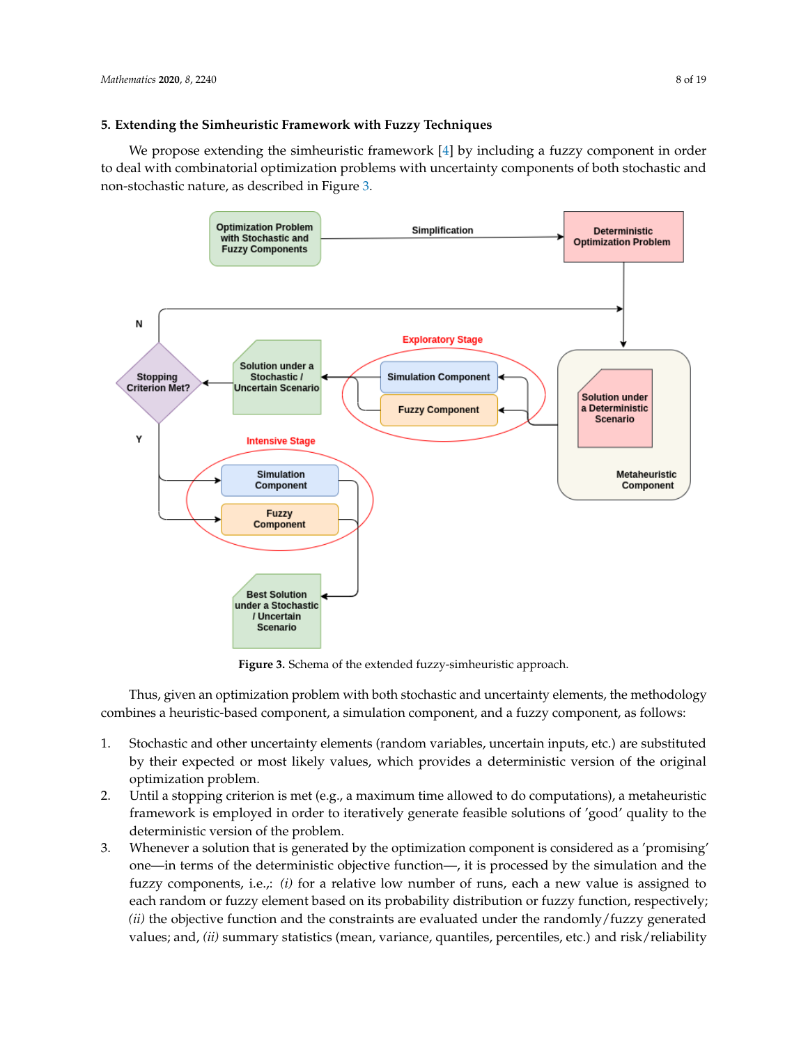## 5. Extending the Simheuristic Framework with Fuzzy Techniques

We propose extending the simheuristic framework [4] by including a fuzzy component in order to deal with combinatorial optimization problems with uncertainty components of both stochastic and non-stochastic nature, as described in Figure 3.

Optimization Problem with Stochastic and Fuzzy Components

Simplification

Deterministic Optimization Problem

N

Exploratory Stage

Stopping Criterion Met?

Solution under a Stochastic / Uncertain Scenario

Simulation Component

Fuzzy Component

Solution under a Deterministic Scenario

Metaheuristic Component

Y

Intensive Stage

Simulation Component

Fuzzy Component

Best Solution under a Stochastic / Uncertain Scenario

**Figure 3.** Schema of the extended fuzzy-simheuristic approach.

Thus, given an optimization problem with both stochastic and uncertainty elements, the methodology combines a heuristic-based component, a simulation component, and a fuzzy component, as follows:

1. Stochastic and other uncertainty elements (random variables, uncertain inputs, etc.) are substituted by their expected or most likely values, which provides a deterministic version of the original optimization problem.
2. Until a stopping criterion is met (e.g., a maximum time allowed to do computations), a metaheuristic framework is employed in order to iteratively generate feasible solutions of 'good' quality to the deterministic version of the problem.
3. Whenever a solution that is generated by the optimization component is considered as a 'promising' one—in terms of the deterministic objective function—, it is processed by the simulation and the fuzzy components, i.e.,: *(i)* for a relative low number of runs, each a new value is assigned to each random or fuzzy element based on its probability distribution or fuzzy function, respectively; *(ii)* the objective function and the constraints are evaluated under the randomly/fuzzy generated values; and, *(ii)* summary statistics (mean, variance, quantiles, percentiles, etc.) and risk/reliability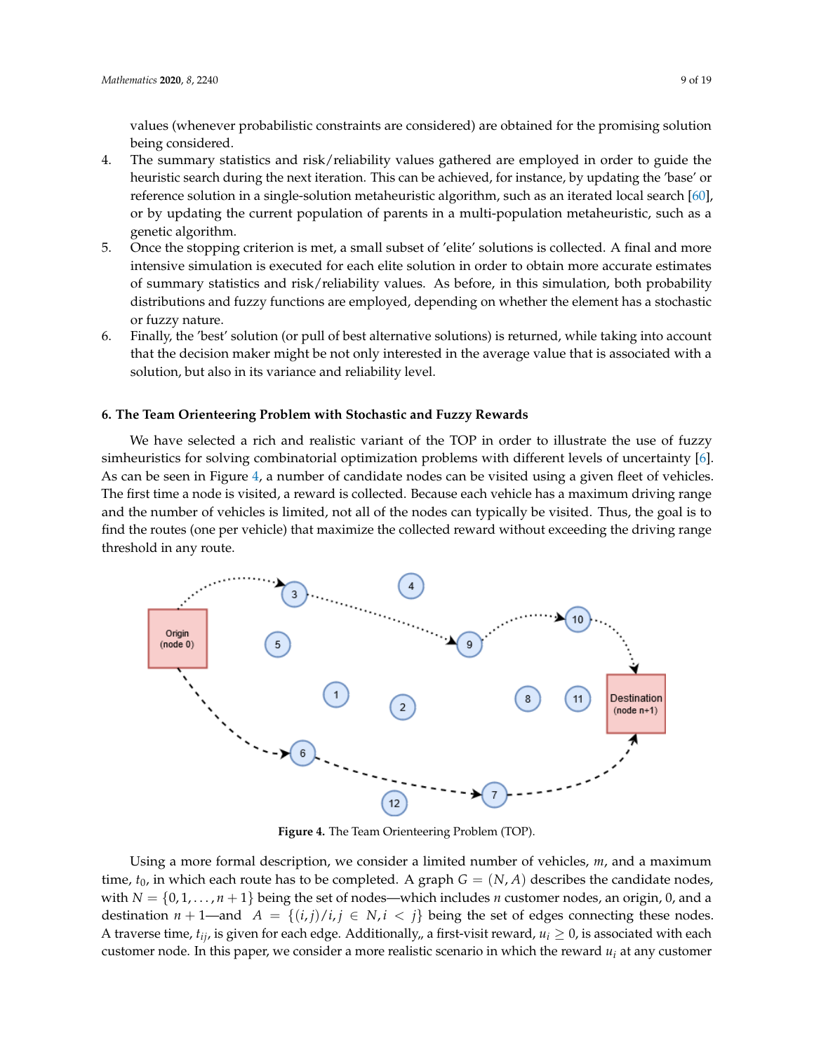values (whenever probabilistic constraints are considered) are obtained for the promising solution being considered.

4. The summary statistics and risk/reliability values gathered are employed in order to guide the heuristic search during the next iteration. This can be achieved, for instance, by updating the 'base' or reference solution in a single-solution metaheuristic algorithm, such as an iterated local search [60], or by updating the current population of parents in a multi-population metaheuristic, such as a genetic algorithm.
5. Once the stopping criterion is met, a small subset of 'elite' solutions is collected. A final and more intensive simulation is executed for each elite solution in order to obtain more accurate estimates of summary statistics and risk/reliability values. As before, in this simulation, both probability distributions and fuzzy functions are employed, depending on whether the element has a stochastic or fuzzy nature.
6. Finally, the 'best' solution (or pull of best alternative solutions) is returned, while taking into account that the decision maker might be not only interested in the average value that is associated with a solution, but also in its variance and reliability level.

## 6. The Team Orienteering Problem with Stochastic and Fuzzy Rewards

We have selected a rich and realistic variant of the TOP in order to illustrate the use of fuzzy simheuristics for solving combinatorial optimization problems with different levels of uncertainty [6]. As can be seen in Figure 4, a number of candidate nodes can be visited using a given fleet of vehicles. The first time a node is visited, a reward is collected. Because each vehicle has a maximum driving range and the number of vehicles is limited, not all of the nodes can typically be visited. Thus, the goal is to find the routes (one per vehicle) that maximize the collected reward without exceeding the driving range threshold in any route.

Origin (node 0)

Destination (node n+1)

3

4

5

9

10

1

2

8

11

6

7

12

**Figure 4.** The Team Orienteering Problem (TOP).

Using a more formal description, we consider a limited number of vehicles, $m$, and a maximum time, $t_0$, in which each route has to be completed. A graph $G = (N, A)$ describes the candidate nodes, with $N = \{0, 1, \ldots, n+1\}$ being the set of nodes—which includes $n$ customer nodes, an origin, 0, and a destination $n+1$—and $A = \{(i,j)/i,j \in N, i < j\}$ being the set of edges connecting these nodes. A traverse time, $t_{ij}$, is given for each edge. Additionally,, a first-visit reward, $u_i \geq 0$, is associated with each customer node. In this paper, we consider a more realistic scenario in which the reward $u_i$ at any customer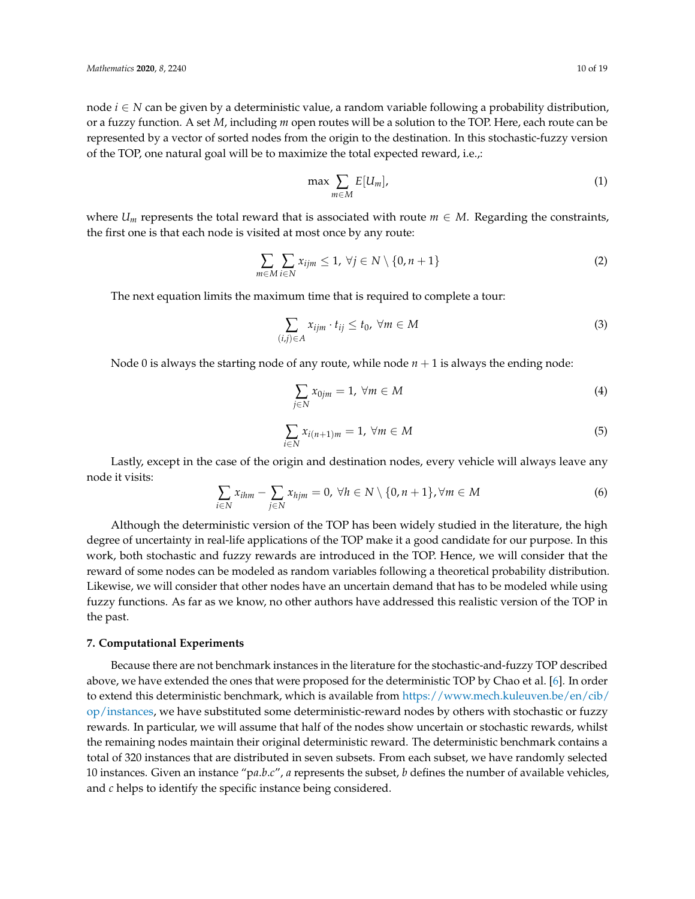node $i \in N$ can be given by a deterministic value, a random variable following a probability distribution, or a fuzzy function. A set $M$, including $m$ open routes will be a solution to the TOP. Here, each route can be represented by a vector of sorted nodes from the origin to the destination. In this stochastic-fuzzy version of the TOP, one natural goal will be to maximize the total expected reward, i.e.,:

$$\max \sum_{m \in M} E[U_m], \tag{1}$$

where $U_m$ represents the total reward that is associated with route $m \in M$. Regarding the constraints, the first one is that each node is visited at most once by any route:

$$\sum_{m \in M} \sum_{i \in N} x_{ijm} \leq 1, \; \forall j \in N \setminus \{0, n+1\} \tag{2}$$

The next equation limits the maximum time that is required to complete a tour:

$$\sum_{(i,j) \in A} x_{ijm} \cdot t_{ij} \leq t_0, \; \forall m \in M \tag{3}$$

Node 0 is always the starting node of any route, while node $n+1$ is always the ending node:

$$\sum_{j \in N} x_{0jm} = 1, \; \forall m \in M \tag{4}$$

$$\sum_{i \in N} x_{i(n+1)m} = 1, \; \forall m \in M \tag{5}$$

Lastly, except in the case of the origin and destination nodes, every vehicle will always leave any node it visits:

$$\sum_{i \in N} x_{ihm} - \sum_{j \in N} x_{hjm} = 0, \; \forall h \in N \setminus \{0, n+1\}, \forall m \in M \tag{6}$$

Although the deterministic version of the TOP has been widely studied in the literature, the high degree of uncertainty in real-life applications of the TOP make it a good candidate for our purpose. In this work, both stochastic and fuzzy rewards are introduced in the TOP. Hence, we will consider that the reward of some nodes can be modeled as random variables following a theoretical probability distribution. Likewise, we will consider that other nodes have an uncertain demand that has to be modeled while using fuzzy functions. As far as we know, no other authors have addressed this realistic version of the TOP in the past.

## 7. Computational Experiments

Because there are not benchmark instances in the literature for the stochastic-and-fuzzy TOP described above, we have extended the ones that were proposed for the deterministic TOP by Chao et al. [6]. In order to extend this deterministic benchmark, which is available from https://www.mech.kuleuven.be/en/cib/op/instances, we have substituted some deterministic-reward nodes by others with stochastic or fuzzy rewards. In particular, we will assume that half of the nodes show uncertain or stochastic rewards, whilst the remaining nodes maintain their original deterministic reward. The deterministic benchmark contains a total of 320 instances that are distributed in seven subsets. From each subset, we have randomly selected 10 instances. Given an instance "p*a.b.c*", *a* represents the subset, *b* defines the number of available vehicles, and *c* helps to identify the specific instance being considered.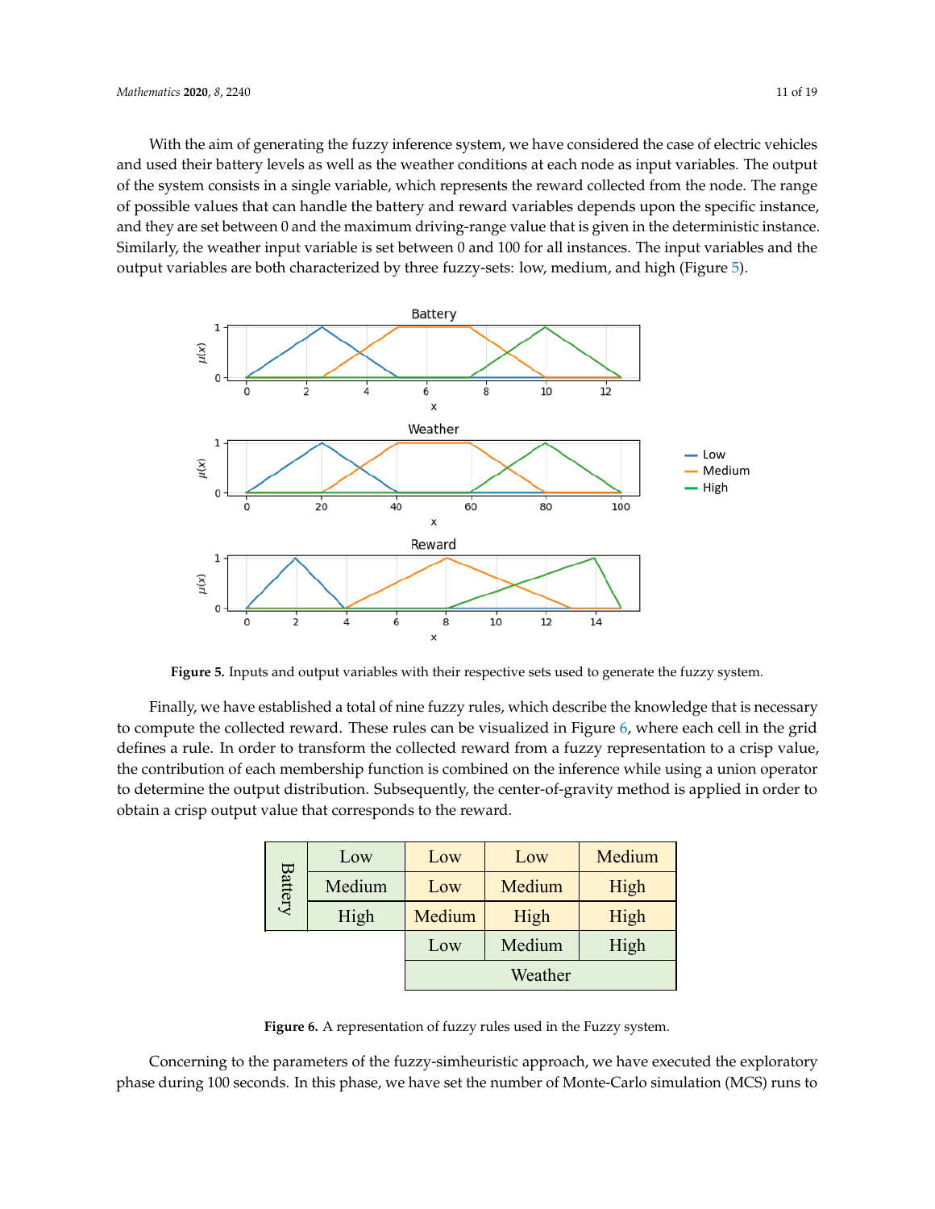With the aim of generating the fuzzy inference system, we have considered the case of electric vehicles and used their battery levels as well as the weather conditions at each node as input variables. The output of the system consists in a single variable, which represents the reward collected from the node. The range of possible values that can handle the battery and reward variables depends upon the specific instance, and they are set between 0 and the maximum driving-range value that is given in the deterministic instance. Similarly, the weather input variable is set between 0 and 100 for all instances. The input variables and the output variables are both characterized by three fuzzy-sets: low, medium, and high (Figure 5).

Battery
$\mu(x)$
1
0
0 2 4 6 8 10 12
x

Weather
$\mu(x)$
1
0
0 20 40 60 80 100
x

Reward
$\mu(x)$
1
0
0 2 4 6 8 10 12 14
x

Low
Medium
High

**Figure 5.** Inputs and output variables with their respective sets used to generate the fuzzy system.

Finally, we have established a total of nine fuzzy rules, which describe the knowledge that is necessary to compute the collected reward. These rules can be visualized in Figure 6, where each cell in the grid defines a rule. In order to transform the collected reward from a fuzzy representation to a crisp value, the contribution of each membership function is combined on the inference while using a union operator to determine the output distribution. Subsequently, the center-of-gravity method is applied in order to obtain a crisp output value that corresponds to the reward.

| | | Weather: Low | Weather: Medium | Weather: High |
|---|---|---|---|---|
| Battery | Low | Low | Low | Medium |
| | Medium | Low | Medium | High |
| | High | Medium | High | High |

**Figure 6.** A representation of fuzzy rules used in the Fuzzy system.

Concerning to the parameters of the fuzzy-simheuristic approach, we have executed the exploratory phase during 100 seconds. In this phase, we have set the number of Monte-Carlo simulation (MCS) runs to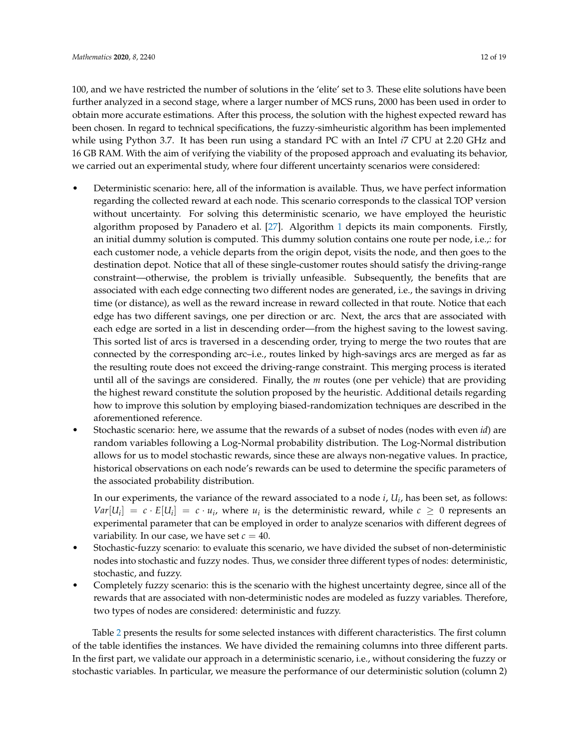100, and we have restricted the number of solutions in the 'elite' set to 3. These elite solutions have been further analyzed in a second stage, where a larger number of MCS runs, 2000 has been used in order to obtain more accurate estimations. After this process, the solution with the highest expected reward has been chosen. In regard to technical specifications, the fuzzy-simheuristic algorithm has been implemented while using Python 3.7. It has been run using a standard PC with an Intel *i*7 CPU at 2.20 GHz and 16 GB RAM. With the aim of verifying the viability of the proposed approach and evaluating its behavior, we carried out an experimental study, where four different uncertainty scenarios were considered:

- Deterministic scenario: here, all of the information is available. Thus, we have perfect information regarding the collected reward at each node. This scenario corresponds to the classical TOP version without uncertainty. For solving this deterministic scenario, we have employed the heuristic algorithm proposed by Panadero et al. [27]. Algorithm 1 depicts its main components. Firstly, an initial dummy solution is computed. This dummy solution contains one route per node, i.e.,: for each customer node, a vehicle departs from the origin depot, visits the node, and then goes to the destination depot. Notice that all of these single-customer routes should satisfy the driving-range constraint—otherwise, the problem is trivially unfeasible. Subsequently, the benefits that are associated with each edge connecting two different nodes are generated, i.e., the savings in driving time (or distance), as well as the reward increase in reward collected in that route. Notice that each edge has two different savings, one per direction or arc. Next, the arcs that are associated with each edge are sorted in a list in descending order—from the highest saving to the lowest saving. This sorted list of arcs is traversed in a descending order, trying to merge the two routes that are connected by the corresponding arc–i.e., routes linked by high-savings arcs are merged as far as the resulting route does not exceed the driving-range constraint. This merging process is iterated until all of the savings are considered. Finally, the $m$ routes (one per vehicle) that are providing the highest reward constitute the solution proposed by the heuristic. Additional details regarding how to improve this solution by employing biased-randomization techniques are described in the aforementioned reference.
- Stochastic scenario: here, we assume that the rewards of a subset of nodes (nodes with even *id*) are random variables following a Log-Normal probability distribution. The Log-Normal distribution allows for us to model stochastic rewards, since these are always non-negative values. In practice, historical observations on each node's rewards can be used to determine the specific parameters of the associated probability distribution.

  In our experiments, the variance of the reward associated to a node $i$, $U_i$, has been set, as follows: $Var[U_i] = c \cdot E[U_i] = c \cdot u_i$, where $u_i$ is the deterministic reward, while $c \geq 0$ represents an experimental parameter that can be employed in order to analyze scenarios with different degrees of variability. In our case, we have set $c = 40$.
- Stochastic-fuzzy scenario: to evaluate this scenario, we have divided the subset of non-deterministic nodes into stochastic and fuzzy nodes. Thus, we consider three different types of nodes: deterministic, stochastic, and fuzzy.
- Completely fuzzy scenario: this is the scenario with the highest uncertainty degree, since all of the rewards that are associated with non-deterministic nodes are modeled as fuzzy variables. Therefore, two types of nodes are considered: deterministic and fuzzy.

Table 2 presents the results for some selected instances with different characteristics. The first column of the table identifies the instances. We have divided the remaining columns into three different parts. In the first part, we validate our approach in a deterministic scenario, i.e., without considering the fuzzy or stochastic variables. In particular, we measure the performance of our deterministic solution (column 2)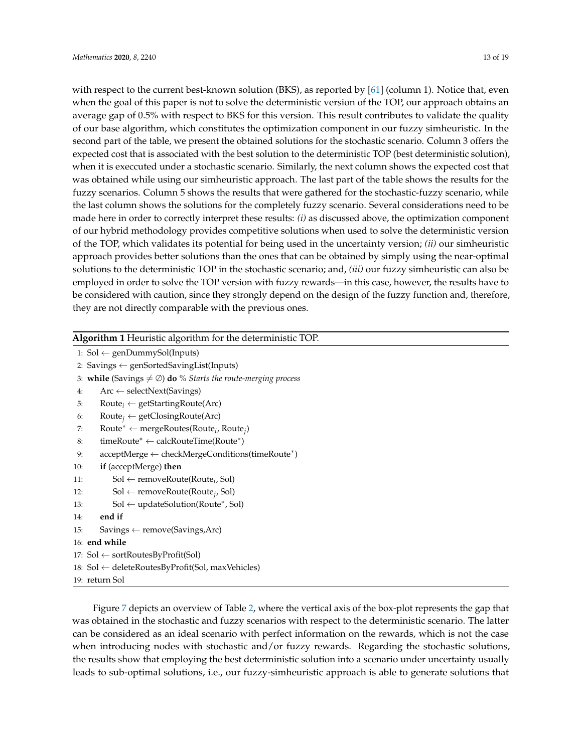with respect to the current best-known solution (BKS), as reported by [61] (column 1). Notice that, even when the goal of this paper is not to solve the deterministic version of the TOP, our approach obtains an average gap of 0.5% with respect to BKS for this version. This result contributes to validate the quality of our base algorithm, which constitutes the optimization component in our fuzzy simheuristic. In the second part of the table, we present the obtained solutions for the stochastic scenario. Column 3 offers the expected cost that is associated with the best solution to the deterministic TOP (best deterministic solution), when it is execcuted under a stochastic scenario. Similarly, the next column shows the expected cost that was obtained while using our simheuristic approach. The last part of the table shows the results for the fuzzy scenarios. Column 5 shows the results that were gathered for the stochastic-fuzzy scenario, while the last column shows the solutions for the completely fuzzy scenario. Several considerations need to be made here in order to correctly interpret these results: *(i)* as discussed above, the optimization component of our hybrid methodology provides competitive solutions when used to solve the deterministic version of the TOP, which validates its potential for being used in the uncertainty version; *(ii)* our simheuristic approach provides better solutions than the ones that can be obtained by simply using the near-optimal solutions to the deterministic TOP in the stochastic scenario; and, *(iii)* our fuzzy simheuristic can also be employed in order to solve the TOP version with fuzzy rewards—in this case, however, the results have to be considered with caution, since they strongly depend on the design of the fuzzy function and, therefore, they are not directly comparable with the previous ones.

**Algorithm 1** Heuristic algorithm for the deterministic TOP.

```
1:  Sol ← genDummySol(Inputs)
2:  Savings ← genSortedSavingList(Inputs)
3:  while (Savings ≠ ∅) do % Starts the route-merging process
4:      Arc ← selectNext(Savings)
5:      Route_i ← getStartingRoute(Arc)
6:      Route_j ← getClosingRoute(Arc)
7:      Route* ← mergeRoutes(Route_i, Route_j)
8:      timeRoute* ← calcRouteTime(Route*)
9:      acceptMerge ← checkMergeConditions(timeRoute*)
10:     if (acceptMerge) then
11:         Sol ← removeRoute(Route_i, Sol)
12:         Sol ← removeRoute(Route_j, Sol)
13:         Sol ← updateSolution(Route*, Sol)
14:     end if
15:     Savings ← remove(Savings,Arc)
16: end while
17: Sol ← sortRoutesByProfit(Sol)
18: Sol ← deleteRoutesByProfit(Sol, maxVehicles)
19: return Sol
```

Figure 7 depicts an overview of Table 2, where the vertical axis of the box-plot represents the gap that was obtained in the stochastic and fuzzy scenarios with respect to the deterministic scenario. The latter can be considered as an ideal scenario with perfect information on the rewards, which is not the case when introducing nodes with stochastic and/or fuzzy rewards. Regarding the stochastic solutions, the results show that employing the best deterministic solution into a scenario under uncertainty usually leads to sub-optimal solutions, i.e., our fuzzy-simheuristic approach is able to generate solutions that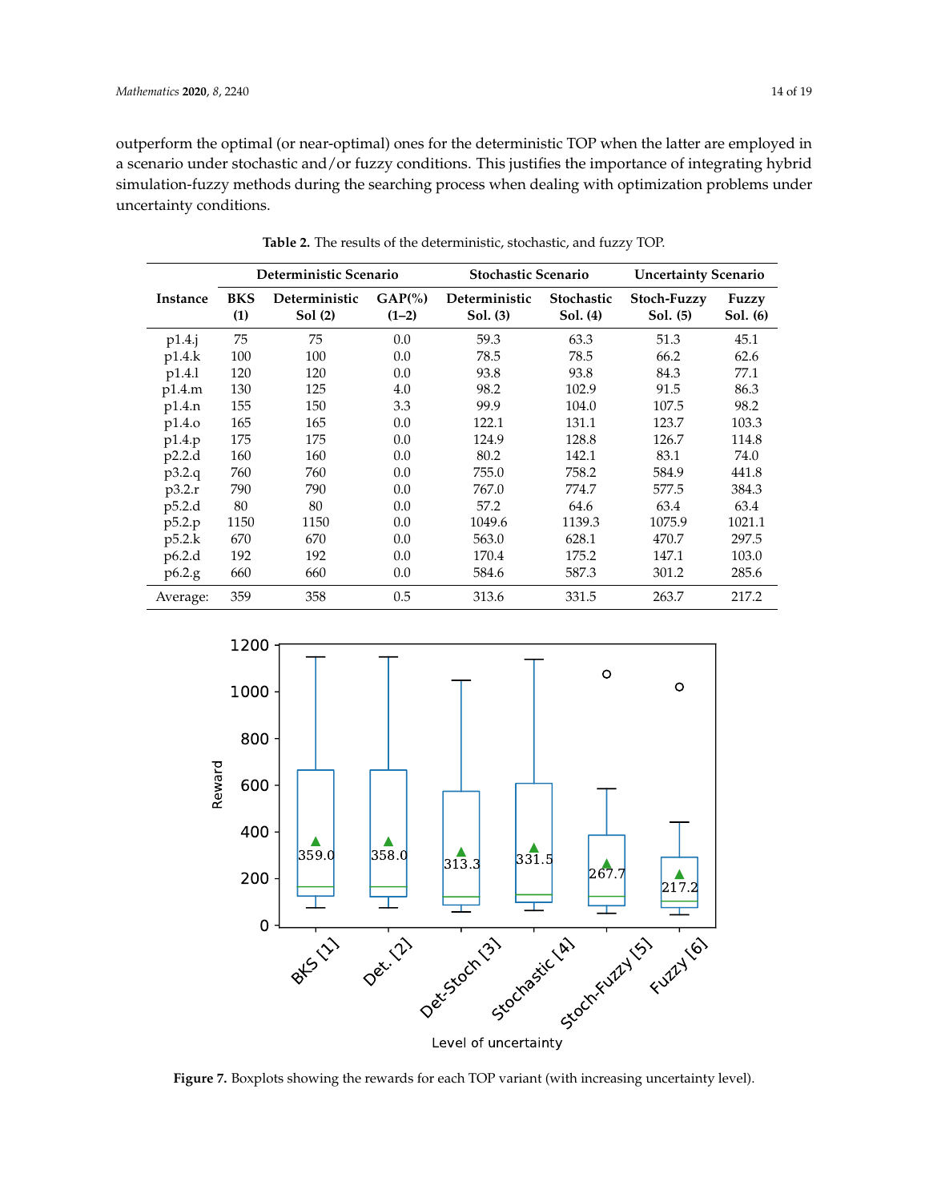outperform the optimal (or near-optimal) ones for the deterministic TOP when the latter are employed in a scenario under stochastic and/or fuzzy conditions. This justifies the importance of integrating hybrid simulation-fuzzy methods during the searching process when dealing with optimization problems under uncertainty conditions.

**Table 2.** The results of the deterministic, stochastic, and fuzzy TOP.

| | Deterministic Scenario | | | Stochastic Scenario | | Uncertainty Scenario | |
|---|---|---|---|---|---|---|---|
| **Instance** | **BKS (1)** | **Deterministic Sol (2)** | **GAP(%) (1–2)** | **Deterministic Sol. (3)** | **Stochastic Sol. (4)** | **Stoch-Fuzzy Sol. (5)** | **Fuzzy Sol. (6)** |
| p1.4.j | 75 | 75 | 0.0 | 59.3 | 63.3 | 51.3 | 45.1 |
| p1.4.k | 100 | 100 | 0.0 | 78.5 | 78.5 | 66.2 | 62.6 |
| p1.4.l | 120 | 120 | 0.0 | 93.8 | 93.8 | 84.3 | 77.1 |
| p1.4.m | 130 | 125 | 4.0 | 98.2 | 102.9 | 91.5 | 86.3 |
| p1.4.n | 155 | 150 | 3.3 | 99.9 | 104.0 | 107.5 | 98.2 |
| p1.4.o | 165 | 165 | 0.0 | 122.1 | 131.1 | 123.7 | 103.3 |
| p1.4.p | 175 | 175 | 0.0 | 124.9 | 128.8 | 126.7 | 114.8 |
| p2.2.d | 160 | 160 | 0.0 | 80.2 | 142.1 | 83.1 | 74.0 |
| p3.2.q | 760 | 760 | 0.0 | 755.0 | 758.2 | 584.9 | 441.8 |
| p3.2.r | 790 | 790 | 0.0 | 767.0 | 774.7 | 577.5 | 384.3 |
| p5.2.d | 80 | 80 | 0.0 | 57.2 | 64.6 | 63.4 | 63.4 |
| p5.2.p | 1150 | 1150 | 0.0 | 1049.6 | 1139.3 | 1075.9 | 1021.1 |
| p5.2.k | 670 | 670 | 0.0 | 563.0 | 628.1 | 470.7 | 297.5 |
| p6.2.d | 192 | 192 | 0.0 | 170.4 | 175.2 | 147.1 | 103.0 |
| p6.2.g | 660 | 660 | 0.0 | 584.6 | 587.3 | 301.2 | 285.6 |
| Average: | 359 | 358 | 0.5 | 313.6 | 331.5 | 263.7 | 217.2 |

**Figure 7.** Boxplots showing the rewards for each TOP variant (with increasing uncertainty level).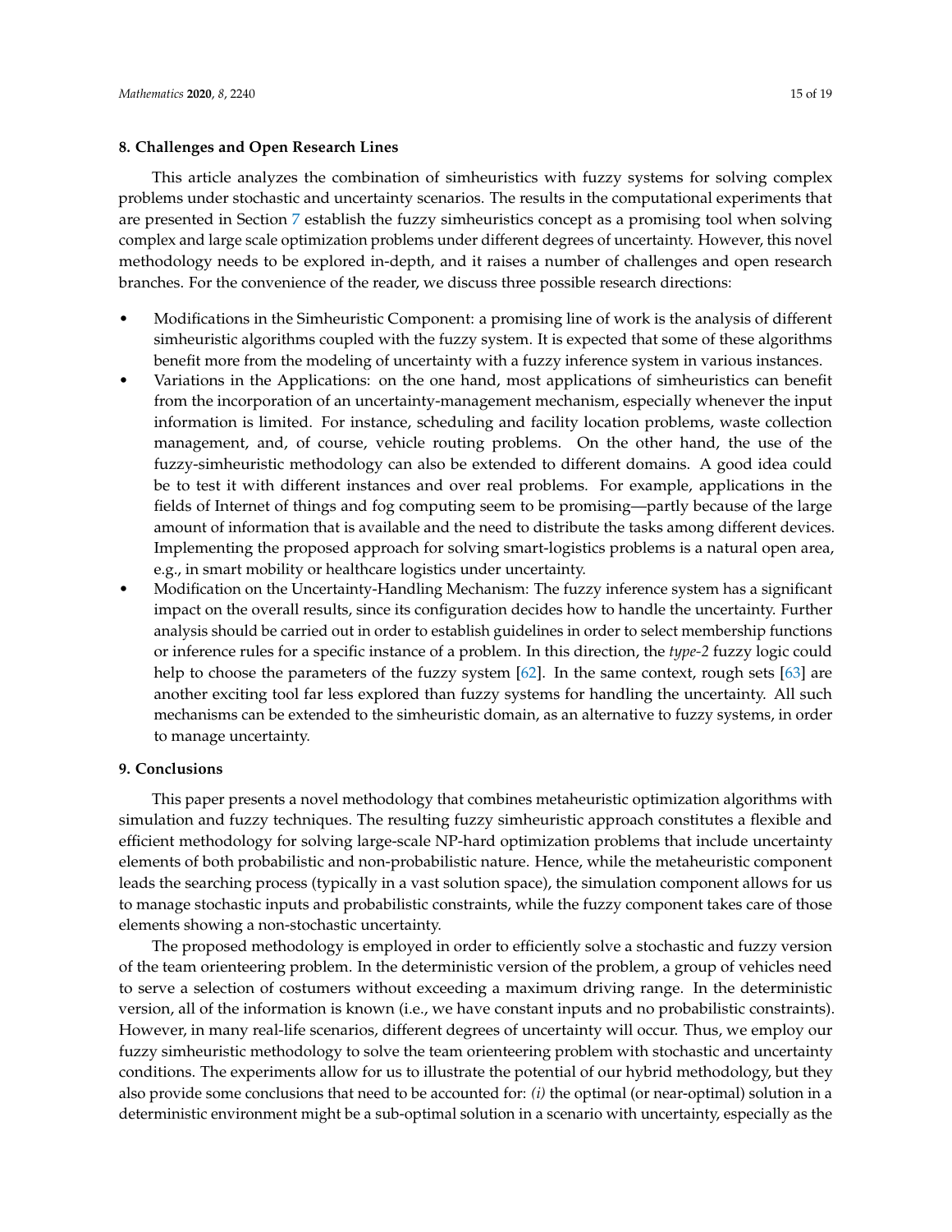## 8. Challenges and Open Research Lines

This article analyzes the combination of simheuristics with fuzzy systems for solving complex problems under stochastic and uncertainty scenarios. The results in the computational experiments that are presented in Section 7 establish the fuzzy simheuristics concept as a promising tool when solving complex and large scale optimization problems under different degrees of uncertainty. However, this novel methodology needs to be explored in-depth, and it raises a number of challenges and open research branches. For the convenience of the reader, we discuss three possible research directions:

- Modifications in the Simheuristic Component: a promising line of work is the analysis of different simheuristic algorithms coupled with the fuzzy system. It is expected that some of these algorithms benefit more from the modeling of uncertainty with a fuzzy inference system in various instances.
- Variations in the Applications: on the one hand, most applications of simheuristics can benefit from the incorporation of an uncertainty-management mechanism, especially whenever the input information is limited. For instance, scheduling and facility location problems, waste collection management, and, of course, vehicle routing problems. On the other hand, the use of the fuzzy-simheuristic methodology can also be extended to different domains. A good idea could be to test it with different instances and over real problems. For example, applications in the fields of Internet of things and fog computing seem to be promising—partly because of the large amount of information that is available and the need to distribute the tasks among different devices. Implementing the proposed approach for solving smart-logistics problems is a natural open area, e.g., in smart mobility or healthcare logistics under uncertainty.
- Modification on the Uncertainty-Handling Mechanism: The fuzzy inference system has a significant impact on the overall results, since its configuration decides how to handle the uncertainty. Further analysis should be carried out in order to establish guidelines in order to select membership functions or inference rules for a specific instance of a problem. In this direction, the *type-2* fuzzy logic could help to choose the parameters of the fuzzy system [62]. In the same context, rough sets [63] are another exciting tool far less explored than fuzzy systems for handling the uncertainty. All such mechanisms can be extended to the simheuristic domain, as an alternative to fuzzy systems, in order to manage uncertainty.

## 9. Conclusions

This paper presents a novel methodology that combines metaheuristic optimization algorithms with simulation and fuzzy techniques. The resulting fuzzy simheuristic approach constitutes a flexible and efficient methodology for solving large-scale NP-hard optimization problems that include uncertainty elements of both probabilistic and non-probabilistic nature. Hence, while the metaheuristic component leads the searching process (typically in a vast solution space), the simulation component allows for us to manage stochastic inputs and probabilistic constraints, while the fuzzy component takes care of those elements showing a non-stochastic uncertainty.

The proposed methodology is employed in order to efficiently solve a stochastic and fuzzy version of the team orienteering problem. In the deterministic version of the problem, a group of vehicles need to serve a selection of costumers without exceeding a maximum driving range. In the deterministic version, all of the information is known (i.e., we have constant inputs and no probabilistic constraints). However, in many real-life scenarios, different degrees of uncertainty will occur. Thus, we employ our fuzzy simheuristic methodology to solve the team orienteering problem with stochastic and uncertainty conditions. The experiments allow for us to illustrate the potential of our hybrid methodology, but they also provide some conclusions that need to be accounted for: *(i)* the optimal (or near-optimal) solution in a deterministic environment might be a sub-optimal solution in a scenario with uncertainty, especially as the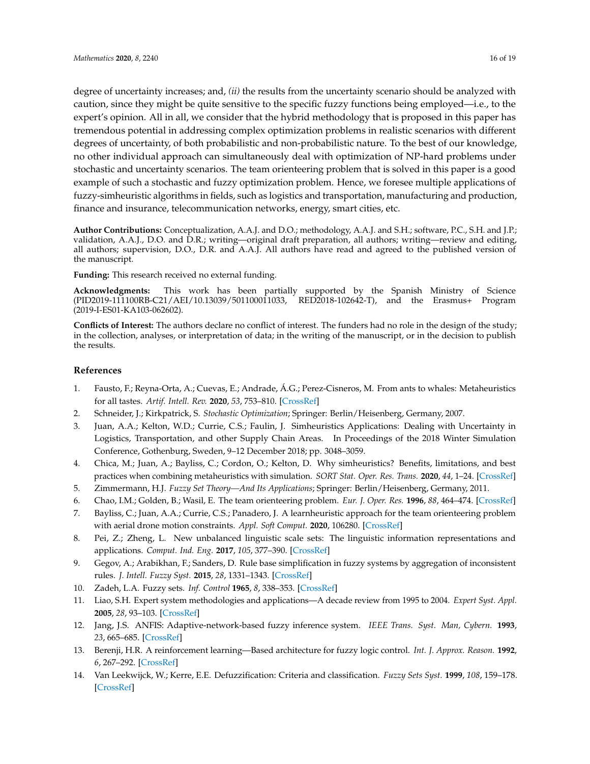degree of uncertainty increases; and, *(ii)* the results from the uncertainty scenario should be analyzed with caution, since they might be quite sensitive to the specific fuzzy functions being employed—i.e., to the expert's opinion. All in all, we consider that the hybrid methodology that is proposed in this paper has tremendous potential in addressing complex optimization problems in realistic scenarios with different degrees of uncertainty, of both probabilistic and non-probabilistic nature. To the best of our knowledge, no other individual approach can simultaneously deal with optimization of NP-hard problems under stochastic and uncertainty scenarios. The team orienteering problem that is solved in this paper is a good example of such a stochastic and fuzzy optimization problem. Hence, we foresee multiple applications of fuzzy-simheuristic algorithms in fields, such as logistics and transportation, manufacturing and production, finance and insurance, telecommunication networks, energy, smart cities, etc.

**Author Contributions:** Conceptualization, A.A.J. and D.O.; methodology, A.A.J. and S.H.; software, P.C., S.H. and J.P.; validation, A.A.J., D.O. and D.R.; writing—original draft preparation, all authors; writing—review and editing, all authors; supervision, D.O., D.R. and A.A.J. All authors have read and agreed to the published version of the manuscript.

**Funding:** This research received no external funding.

**Acknowledgments:** This work has been partially supported by the Spanish Ministry of Science (PID2019-111100RB-C21/AEI/10.13039/501100011033, RED2018-102642-T), and the Erasmus+ Program (2019-I-ES01-KA103-062602).

**Conflicts of Interest:** The authors declare no conflict of interest. The funders had no role in the design of the study; in the collection, analyses, or interpretation of data; in the writing of the manuscript, or in the decision to publish the results.

## References

1. Fausto, F.; Reyna-Orta, A.; Cuevas, E.; Andrade, Á.G.; Perez-Cisneros, M. From ants to whales: Metaheuristics for all tastes. *Artif. Intell. Rev.* **2020**, *53*, 753–810. [CrossRef]
2. Schneider, J.; Kirkpatrick, S. *Stochastic Optimization*; Springer: Berlin/Heisenberg, Germany, 2007.
3. Juan, A.A.; Kelton, W.D.; Currie, C.S.; Faulin, J. Simheuristics Applications: Dealing with Uncertainty in Logistics, Transportation, and other Supply Chain Areas. In Proceedings of the 2018 Winter Simulation Conference, Gothenburg, Sweden, 9–12 December 2018; pp. 3048–3059.
4. Chica, M.; Juan, A.; Bayliss, C.; Cordon, O.; Kelton, D. Why simheuristics? Benefits, limitations, and best practices when combining metaheuristics with simulation. *SORT Stat. Oper. Res. Trans.* **2020**, *44*, 1–24. [CrossRef]
5. Zimmermann, H.J. *Fuzzy Set Theory—And Its Applications*; Springer: Berlin/Heisenberg, Germany, 2011.
6. Chao, I.M.; Golden, B.; Wasil, E. The team orienteering problem. *Eur. J. Oper. Res.* **1996**, *88*, 464–474. [CrossRef]
7. Bayliss, C.; Juan, A.A.; Currie, C.S.; Panadero, J. A learnheuristic approach for the team orienteering problem with aerial drone motion constraints. *Appl. Soft Comput.* **2020**, 106280. [CrossRef]
8. Pei, Z.; Zheng, L. New unbalanced linguistic scale sets: The linguistic information representations and applications. *Comput. Ind. Eng.* **2017**, *105*, 377–390. [CrossRef]
9. Gegov, A.; Arabikhan, F.; Sanders, D. Rule base simplification in fuzzy systems by aggregation of inconsistent rules. *J. Intell. Fuzzy Syst.* **2015**, *28*, 1331–1343. [CrossRef]
10. Zadeh, L.A. Fuzzy sets. *Inf. Control* **1965**, *8*, 338–353. [CrossRef]
11. Liao, S.H. Expert system methodologies and applications—A decade review from 1995 to 2004. *Expert Syst. Appl.* **2005**, *28*, 93–103. [CrossRef]
12. Jang, J.S. ANFIS: Adaptive-network-based fuzzy inference system. *IEEE Trans. Syst. Man, Cybern.* **1993**, *23*, 665–685. [CrossRef]
13. Berenji, H.R. A reinforcement learning—Based architecture for fuzzy logic control. *Int. J. Approx. Reason.* **1992**, *6*, 267–292. [CrossRef]
14. Van Leekwijck, W.; Kerre, E.E. Defuzzification: Criteria and classification. *Fuzzy Sets Syst.* **1999**, *108*, 159–178. [CrossRef]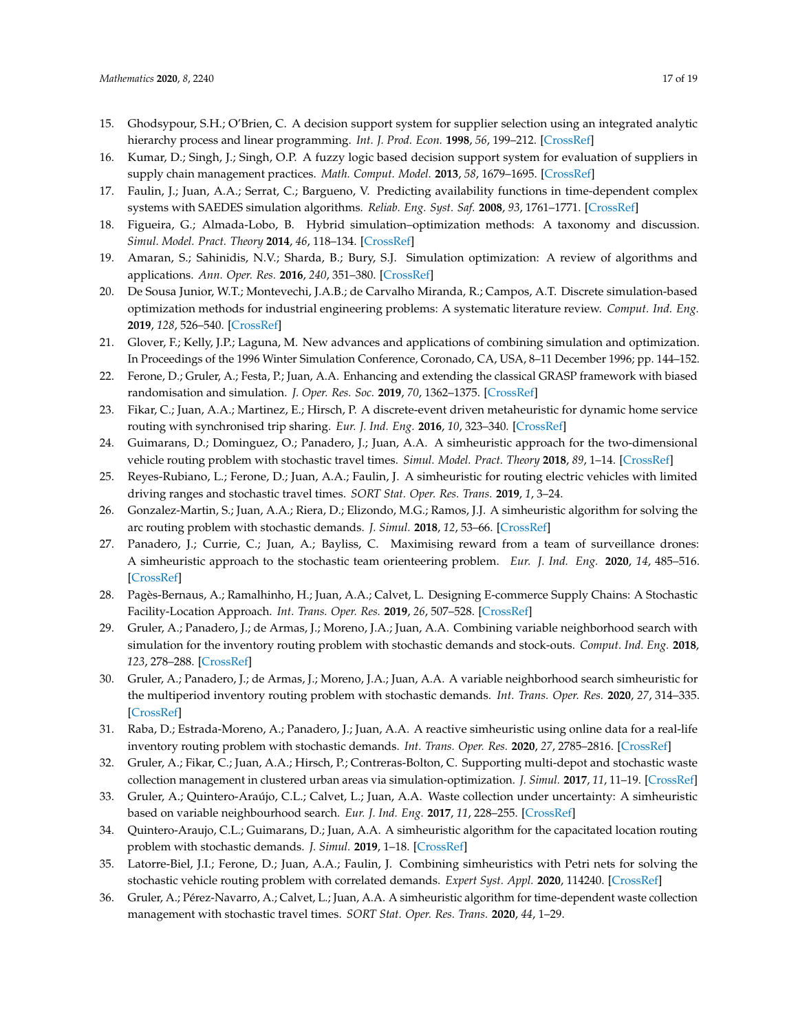15. Ghodsypour, S.H.; O'Brien, C. A decision support system for supplier selection using an integrated analytic hierarchy process and linear programming. *Int. J. Prod. Econ.* **1998**, *56*, 199–212. [CrossRef]
16. Kumar, D.; Singh, J.; Singh, O.P. A fuzzy logic based decision support system for evaluation of suppliers in supply chain management practices. *Math. Comput. Model.* **2013**, *58*, 1679–1695. [CrossRef]
17. Faulin, J.; Juan, A.A.; Serrat, C.; Bargueno, V. Predicting availability functions in time-dependent complex systems with SAEDES simulation algorithms. *Reliab. Eng. Syst. Saf.* **2008**, *93*, 1761–1771. [CrossRef]
18. Figueira, G.; Almada-Lobo, B. Hybrid simulation–optimization methods: A taxonomy and discussion. *Simul. Model. Pract. Theory* **2014**, *46*, 118–134. [CrossRef]
19. Amaran, S.; Sahinidis, N.V.; Sharda, B.; Bury, S.J. Simulation optimization: A review of algorithms and applications. *Ann. Oper. Res.* **2016**, *240*, 351–380. [CrossRef]
20. De Sousa Junior, W.T.; Montevechi, J.A.B.; de Carvalho Miranda, R.; Campos, A.T. Discrete simulation-based optimization methods for industrial engineering problems: A systematic literature review. *Comput. Ind. Eng.* **2019**, *128*, 526–540. [CrossRef]
21. Glover, F.; Kelly, J.P.; Laguna, M. New advances and applications of combining simulation and optimization. In Proceedings of the 1996 Winter Simulation Conference, Coronado, CA, USA, 8–11 December 1996; pp. 144–152.
22. Ferone, D.; Gruler, A.; Festa, P.; Juan, A.A. Enhancing and extending the classical GRASP framework with biased randomisation and simulation. *J. Oper. Res. Soc.* **2019**, *70*, 1362–1375. [CrossRef]
23. Fikar, C.; Juan, A.A.; Martinez, E.; Hirsch, P. A discrete-event driven metaheuristic for dynamic home service routing with synchronised trip sharing. *Eur. J. Ind. Eng.* **2016**, *10*, 323–340. [CrossRef]
24. Guimarans, D.; Dominguez, O.; Panadero, J.; Juan, A.A. A simheuristic approach for the two-dimensional vehicle routing problem with stochastic travel times. *Simul. Model. Pract. Theory* **2018**, *89*, 1–14. [CrossRef]
25. Reyes-Rubiano, L.; Ferone, D.; Juan, A.A.; Faulin, J. A simheuristic for routing electric vehicles with limited driving ranges and stochastic travel times. *SORT Stat. Oper. Res. Trans.* **2019**, *1*, 3–24.
26. Gonzalez-Martin, S.; Juan, A.A.; Riera, D.; Elizondo, M.G.; Ramos, J.J. A simheuristic algorithm for solving the arc routing problem with stochastic demands. *J. Simul.* **2018**, *12*, 53–66. [CrossRef]
27. Panadero, J.; Currie, C.; Juan, A.; Bayliss, C. Maximising reward from a team of surveillance drones: A simheuristic approach to the stochastic team orienteering problem. *Eur. J. Ind. Eng.* **2020**, *14*, 485–516. [CrossRef]
28. Pagès-Bernaus, A.; Ramalhinho, H.; Juan, A.A.; Calvet, L. Designing E-commerce Supply Chains: A Stochastic Facility-Location Approach. *Int. Trans. Oper. Res.* **2019**, *26*, 507–528. [CrossRef]
29. Gruler, A.; Panadero, J.; de Armas, J.; Moreno, J.A.; Juan, A.A. Combining variable neighborhood search with simulation for the inventory routing problem with stochastic demands and stock-outs. *Comput. Ind. Eng.* **2018**, *123*, 278–288. [CrossRef]
30. Gruler, A.; Panadero, J.; de Armas, J.; Moreno, J.A.; Juan, A.A. A variable neighborhood search simheuristic for the multiperiod inventory routing problem with stochastic demands. *Int. Trans. Oper. Res.* **2020**, *27*, 314–335. [CrossRef]
31. Raba, D.; Estrada-Moreno, A.; Panadero, J.; Juan, A.A. A reactive simheuristic using online data for a real-life inventory routing problem with stochastic demands. *Int. Trans. Oper. Res.* **2020**, *27*, 2785–2816. [CrossRef]
32. Gruler, A.; Fikar, C.; Juan, A.A.; Hirsch, P.; Contreras-Bolton, C. Supporting multi-depot and stochastic waste collection management in clustered urban areas via simulation-optimization. *J. Simul.* **2017**, *11*, 11–19. [CrossRef]
33. Gruler, A.; Quintero-Araújo, C.L.; Calvet, L.; Juan, A.A. Waste collection under uncertainty: A simheuristic based on variable neighbourhood search. *Eur. J. Ind. Eng.* **2017**, *11*, 228–255. [CrossRef]
34. Quintero-Araujo, C.L.; Guimarans, D.; Juan, A.A. A simheuristic algorithm for the capacitated location routing problem with stochastic demands. *J. Simul.* **2019**, 1–18. [CrossRef]
35. Latorre-Biel, J.I.; Ferone, D.; Juan, A.A.; Faulin, J. Combining simheuristics with Petri nets for solving the stochastic vehicle routing problem with correlated demands. *Expert Syst. Appl.* **2020**, 114240. [CrossRef]
36. Gruler, A.; Pérez-Navarro, A.; Calvet, L.; Juan, A.A. A simheuristic algorithm for time-dependent waste collection management with stochastic travel times. *SORT Stat. Oper. Res. Trans.* **2020**, *44*, 1–29.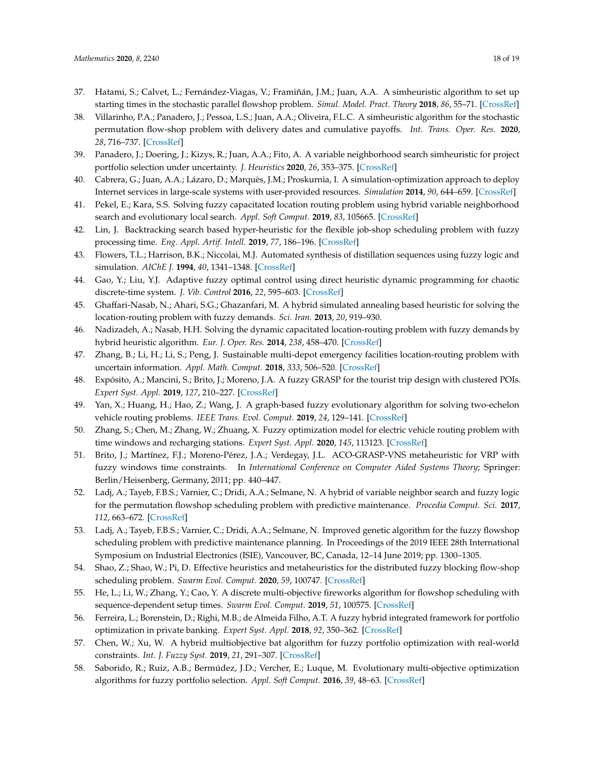37. Hatami, S.; Calvet, L.; Fernández-Viagas, V.; Framiñán, J.M.; Juan, A.A. A simheuristic algorithm to set up starting times in the stochastic parallel flowshop problem. *Simul. Model. Pract. Theory* **2018**, *86*, 55–71. [CrossRef]
38. Villarinho, P.A.; Panadero, J.; Pessoa, L.S.; Juan, A.A.; Oliveira, F.L.C. A simheuristic algorithm for the stochastic permutation flow-shop problem with delivery dates and cumulative payoffs. *Int. Trans. Oper. Res.* **2020**, *28*, 716–737. [CrossRef]
39. Panadero, J.; Doering, J.; Kizys, R.; Juan, A.A.; Fito, A. A variable neighborhood search simheuristic for project portfolio selection under uncertainty. *J. Heuristics* **2020**, *26*, 353–375. [CrossRef]
40. Cabrera, G.; Juan, A.A.; Lázaro, D.; Marquès, J.M.; Proskurnia, I. A simulation-optimization approach to deploy Internet services in large-scale systems with user-provided resources. *Simulation* **2014**, *90*, 644–659. [CrossRef]
41. Pekel, E.; Kara, S.S. Solving fuzzy capacitated location routing problem using hybrid variable neighborhood search and evolutionary local search. *Appl. Soft Comput.* **2019**, *83*, 105665. [CrossRef]
42. Lin, J. Backtracking search based hyper-heuristic for the flexible job-shop scheduling problem with fuzzy processing time. *Eng. Appl. Artif. Intell.* **2019**, *77*, 186–196. [CrossRef]
43. Flowers, T.L.; Harrison, B.K.; Niccolai, M.J. Automated synthesis of distillation sequences using fuzzy logic and simulation. *AIChE J.* **1994**, *40*, 1341–1348. [CrossRef]
44. Gao, Y.; Liu, Y.J. Adaptive fuzzy optimal control using direct heuristic dynamic programming for chaotic discrete-time system. *J. Vib. Control* **2016**, *22*, 595–603. [CrossRef]
45. Ghaffari-Nasab, N.; Ahari, S.G.; Ghazanfari, M. A hybrid simulated annealing based heuristic for solving the location-routing problem with fuzzy demands. *Sci. Iran.* **2013**, *20*, 919–930.
46. Nadizadeh, A.; Nasab, H.H. Solving the dynamic capacitated location-routing problem with fuzzy demands by hybrid heuristic algorithm. *Eur. J. Oper. Res.* **2014**, *238*, 458–470. [CrossRef]
47. Zhang, B.; Li, H.; Li, S.; Peng, J. Sustainable multi-depot emergency facilities location-routing problem with uncertain information. *Appl. Math. Comput.* **2018**, *333*, 506–520. [CrossRef]
48. Expósito, A.; Mancini, S.; Brito, J.; Moreno, J.A. A fuzzy GRASP for the tourist trip design with clustered POIs. *Expert Syst. Appl.* **2019**, *127*, 210–227. [CrossRef]
49. Yan, X.; Huang, H.; Hao, Z.; Wang, J. A graph-based fuzzy evolutionary algorithm for solving two-echelon vehicle routing problems. *IEEE Trans. Evol. Comput.* **2019**, *24*, 129–141. [CrossRef]
50. Zhang, S.; Chen, M.; Zhang, W.; Zhuang, X. Fuzzy optimization model for electric vehicle routing problem with time windows and recharging stations. *Expert Syst. Appl.* **2020**, *145*, 113123. [CrossRef]
51. Brito, J.; Martínez, F.J.; Moreno-Pérez, J.A.; Verdegay, J.L. ACO-GRASP-VNS metaheuristic for VRP with fuzzy windows time constraints. In *International Conference on Computer Aided Systems Theory*; Springer: Berlin/Heisenberg, Germany, 2011; pp. 440–447.
52. Ladj, A.; Tayeb, F.B.S.; Varnier, C.; Dridi, A.A.; Selmane, N. A hybrid of variable neighbor search and fuzzy logic for the permutation flowshop scheduling problem with predictive maintenance. *Procedia Comput. Sci.* **2017**, *112*, 663–672. [CrossRef]
53. Ladj, A.; Tayeb, F.B.S.; Varnier, C.; Dridi, A.A.; Selmane, N. Improved genetic algorithm for the fuzzy flowshop scheduling problem with predictive maintenance planning. In Proceedings of the 2019 IEEE 28th International Symposium on Industrial Electronics (ISIE), Vancouver, BC, Canada, 12–14 June 2019; pp. 1300–1305.
54. Shao, Z.; Shao, W.; Pi, D. Effective heuristics and metaheuristics for the distributed fuzzy blocking flow-shop scheduling problem. *Swarm Evol. Comput.* **2020**, *59*, 100747. [CrossRef]
55. He, L.; Li, W.; Zhang, Y.; Cao, Y. A discrete multi-objective fireworks algorithm for flowshop scheduling with sequence-dependent setup times. *Swarm Evol. Comput.* **2019**, *51*, 100575. [CrossRef]
56. Ferreira, L.; Borenstein, D.; Righi, M.B.; de Almeida Filho, A.T. A fuzzy hybrid integrated framework for portfolio optimization in private banking. *Expert Syst. Appl.* **2018**, *92*, 350–362. [CrossRef]
57. Chen, W.; Xu, W. A hybrid multiobjective bat algorithm for fuzzy portfolio optimization with real-world constraints. *Int. J. Fuzzy Syst.* **2019**, *21*, 291–307. [CrossRef]
58. Saborido, R.; Ruiz, A.B.; Bermúdez, J.D.; Vercher, E.; Luque, M. Evolutionary multi-objective optimization algorithms for fuzzy portfolio selection. *Appl. Soft Comput.* **2016**, *39*, 48–63. [CrossRef]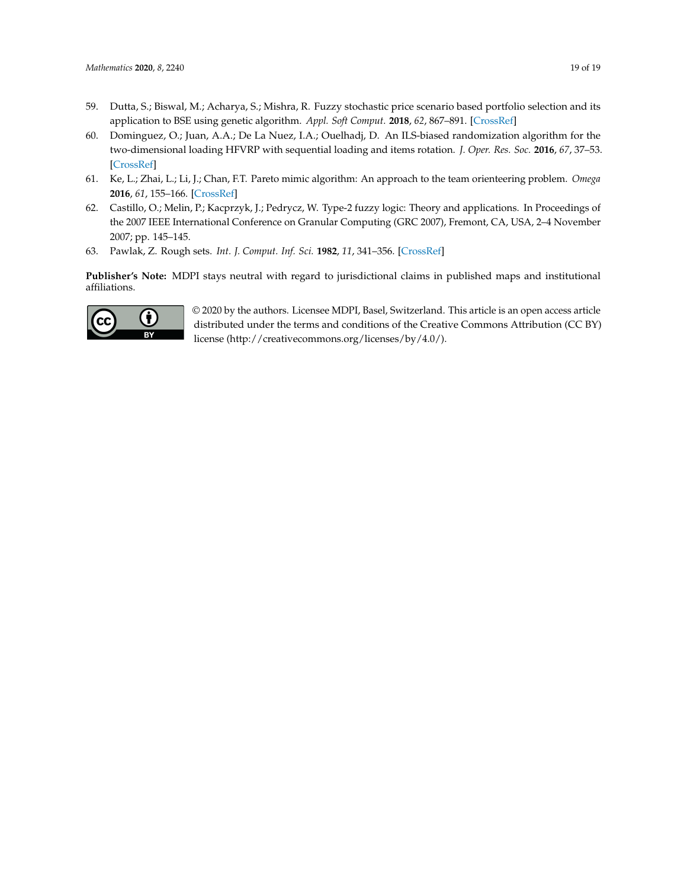59. Dutta, S.; Biswal, M.; Acharya, S.; Mishra, R. Fuzzy stochastic price scenario based portfolio selection and its application to BSE using genetic algorithm. *Appl. Soft Comput.* **2018**, *62*, 867–891. [CrossRef]
60. Dominguez, O.; Juan, A.A.; De La Nuez, I.A.; Ouelhadj, D. An ILS-biased randomization algorithm for the two-dimensional loading HFVRP with sequential loading and items rotation. *J. Oper. Res. Soc.* **2016**, *67*, 37–53. [CrossRef]
61. Ke, L.; Zhai, L.; Li, J.; Chan, F.T. Pareto mimic algorithm: An approach to the team orienteering problem. *Omega* **2016**, *61*, 155–166. [CrossRef]
62. Castillo, O.; Melin, P.; Kacprzyk, J.; Pedrycz, W. Type-2 fuzzy logic: Theory and applications. In Proceedings of the 2007 IEEE International Conference on Granular Computing (GRC 2007), Fremont, CA, USA, 2–4 November 2007; pp. 145–145.
63. Pawlak, Z. Rough sets. *Int. J. Comput. Inf. Sci.* **1982**, *11*, 341–356. [CrossRef]

**Publisher's Note:** MDPI stays neutral with regard to jurisdictional claims in published maps and institutional affiliations.

© 2020 by the authors. Licensee MDPI, Basel, Switzerland. This article is an open access article distributed under the terms and conditions of the Creative Commons Attribution (CC BY) license (http://creativecommons.org/licenses/by/4.0/).